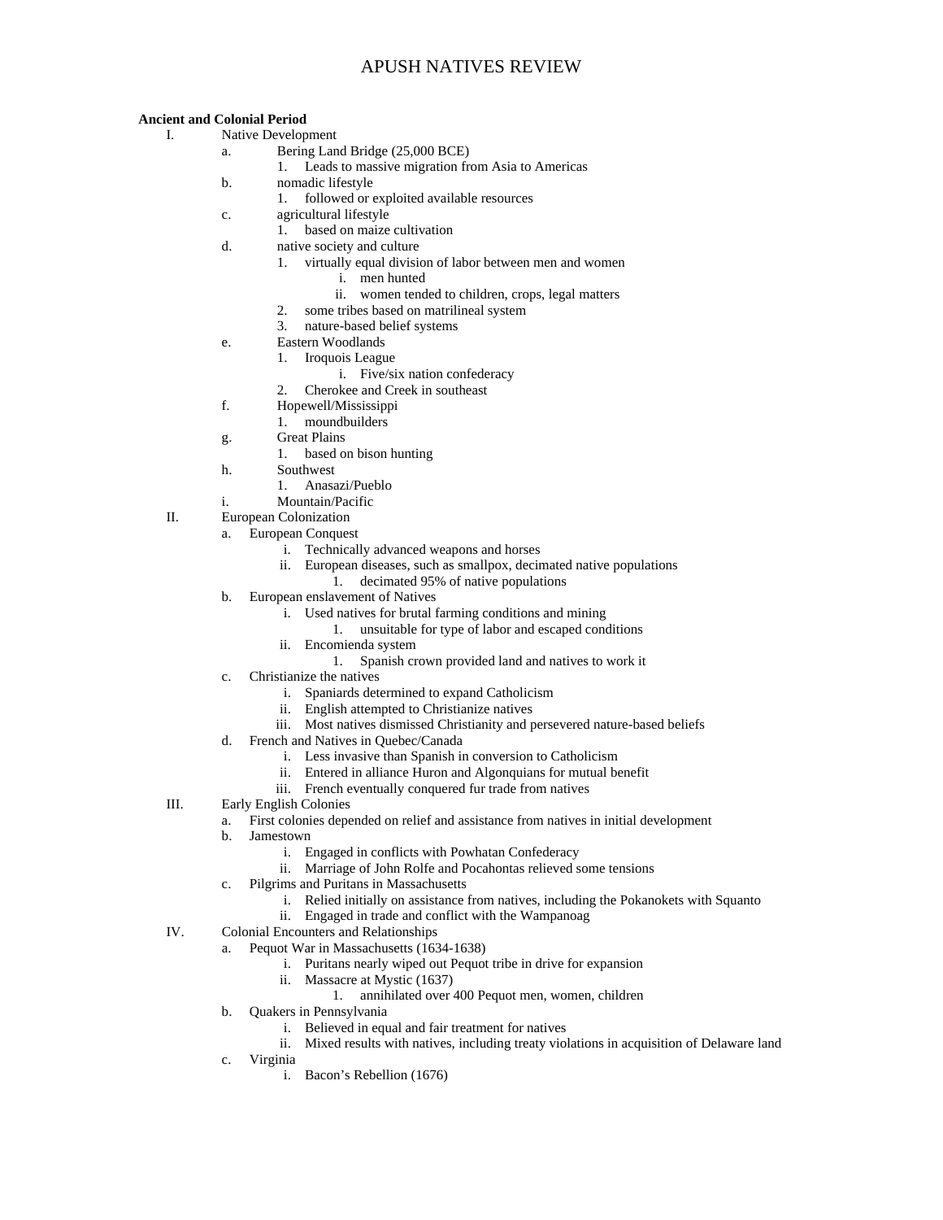# APUSH NATIVES REVIEW

**Ancient and Colonial Period**

- I. Native Development
  - a. Bering Land Bridge (25,000 BCE)
    1. Leads to massive migration from Asia to Americas
  - b. nomadic lifestyle
    1. followed or exploited available resources
  - c. agricultural lifestyle
    1. based on maize cultivation
  - d. native society and culture
    1. virtually equal division of labor between men and women
       - i. men hunted
       - ii. women tended to children, crops, legal matters
    2. some tribes based on matrilineal system
    3. nature-based belief systems
  - e. Eastern Woodlands
    1. Iroquois League
       - i. Five/six nation confederacy
    2. Cherokee and Creek in southeast
  - f. Hopewell/Mississippi
    1. moundbuilders
  - g. Great Plains
    1. based on bison hunting
  - h. Southwest
    1. Anasazi/Pueblo
  - i. Mountain/Pacific
- II. European Colonization
  - a. European Conquest
    - i. Technically advanced weapons and horses
    - ii. European diseases, such as smallpox, decimated native populations
      1. decimated 95% of native populations
  - b. European enslavement of Natives
    - i. Used natives for brutal farming conditions and mining
      1. unsuitable for type of labor and escaped conditions
    - ii. Encomienda system
      1. Spanish crown provided land and natives to work it
  - c. Christianize the natives
    - i. Spaniards determined to expand Catholicism
    - ii. English attempted to Christianize natives
    - iii. Most natives dismissed Christianity and persevered nature-based beliefs
  - d. French and Natives in Quebec/Canada
    - i. Less invasive than Spanish in conversion to Catholicism
    - ii. Entered in alliance Huron and Algonquians for mutual benefit
    - iii. French eventually conquered fur trade from natives
- III. Early English Colonies
  - a. First colonies depended on relief and assistance from natives in initial development
  - b. Jamestown
    - i. Engaged in conflicts with Powhatan Confederacy
    - ii. Marriage of John Rolfe and Pocahontas relieved some tensions
  - c. Pilgrims and Puritans in Massachusetts
    - i. Relied initially on assistance from natives, including the Pokanokets with Squanto
    - ii. Engaged in trade and conflict with the Wampanoag
- IV. Colonial Encounters and Relationships
  - a. Pequot War in Massachusetts (1634-1638)
    - i. Puritans nearly wiped out Pequot tribe in drive for expansion
    - ii. Massacre at Mystic (1637)
      1. annihilated over 400 Pequot men, women, children
  - b. Quakers in Pennsylvania
    - i. Believed in equal and fair treatment for natives
    - ii. Mixed results with natives, including treaty violations in acquisition of Delaware land
  - c. Virginia
    - i. Bacon's Rebellion (1676)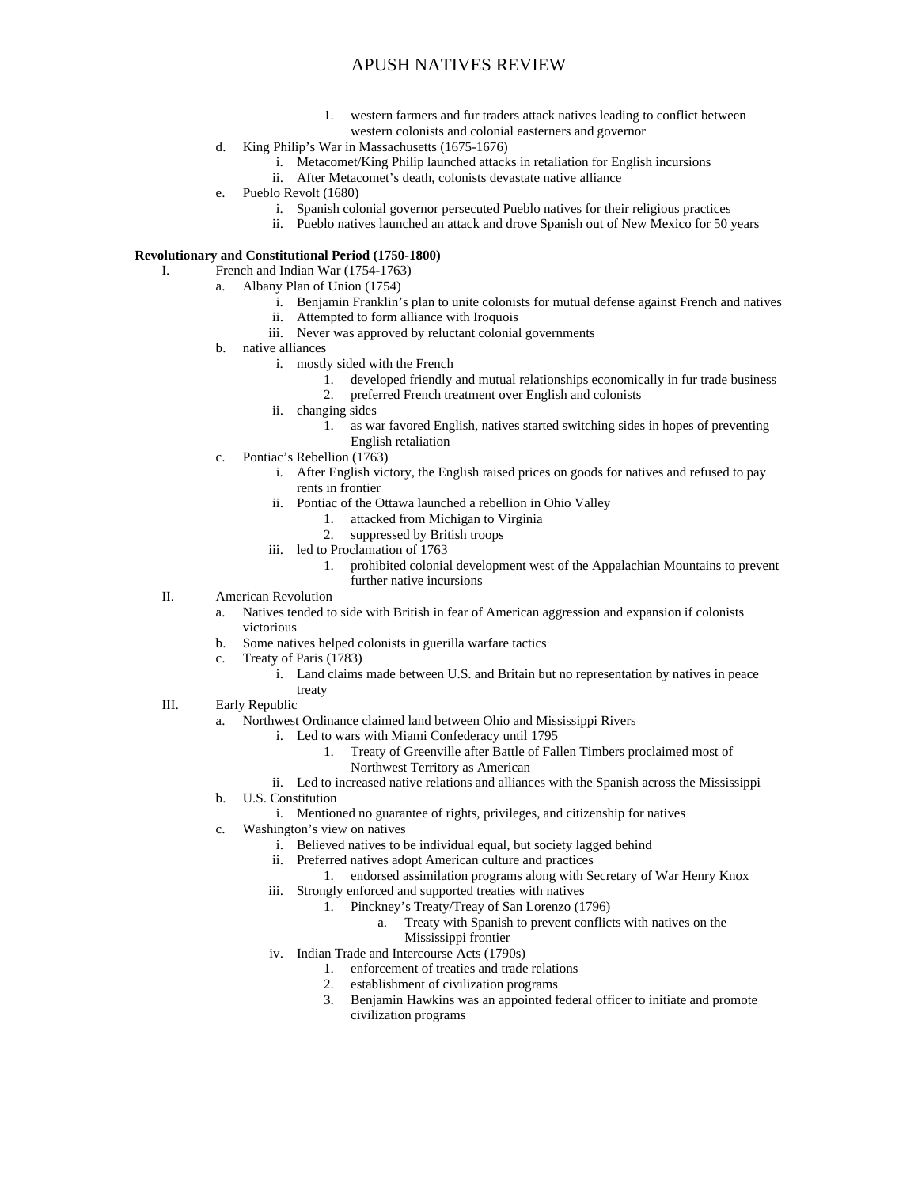APUSH NATIVES REVIEW

1. western farmers and fur traders attack natives leading to conflict between western colonists and colonial easterners and governor

d. King Philip's War in Massachusetts (1675-1676)
   i. Metacomet/King Philip launched attacks in retaliation for English incursions
   ii. After Metacomet's death, colonists devastate native alliance

e. Pueblo Revolt (1680)
   i. Spanish colonial governor persecuted Pueblo natives for their religious practices
   ii. Pueblo natives launched an attack and drove Spanish out of New Mexico for 50 years

**Revolutionary and Constitutional Period (1750-1800)**

I. French and Indian War (1754-1763)
   a. Albany Plan of Union (1754)
      i. Benjamin Franklin's plan to unite colonists for mutual defense against French and natives
      ii. Attempted to form alliance with Iroquois
      iii. Never was approved by reluctant colonial governments
   b. native alliances
      i. mostly sided with the French
         1. developed friendly and mutual relationships economically in fur trade business
         2. preferred French treatment over English and colonists
      ii. changing sides
         1. as war favored English, natives started switching sides in hopes of preventing English retaliation
   c. Pontiac's Rebellion (1763)
      i. After English victory, the English raised prices on goods for natives and refused to pay rents in frontier
      ii. Pontiac of the Ottawa launched a rebellion in Ohio Valley
         1. attacked from Michigan to Virginia
         2. suppressed by British troops
      iii. led to Proclamation of 1763
         1. prohibited colonial development west of the Appalachian Mountains to prevent further native incursions

II. American Revolution
   a. Natives tended to side with British in fear of American aggression and expansion if colonists victorious
   b. Some natives helped colonists in guerilla warfare tactics
   c. Treaty of Paris (1783)
      i. Land claims made between U.S. and Britain but no representation by natives in peace treaty

III. Early Republic
   a. Northwest Ordinance claimed land between Ohio and Mississippi Rivers
      i. Led to wars with Miami Confederacy until 1795
         1. Treaty of Greenville after Battle of Fallen Timbers proclaimed most of Northwest Territory as American
      ii. Led to increased native relations and alliances with the Spanish across the Mississippi
   b. U.S. Constitution
      i. Mentioned no guarantee of rights, privileges, and citizenship for natives
   c. Washington's view on natives
      i. Believed natives to be individual equal, but society lagged behind
      ii. Preferred natives adopt American culture and practices
         1. endorsed assimilation programs along with Secretary of War Henry Knox
      iii. Strongly enforced and supported treaties with natives
         1. Pinckney's Treaty/Treay of San Lorenzo (1796)
            a. Treaty with Spanish to prevent conflicts with natives on the Mississippi frontier
      iv. Indian Trade and Intercourse Acts (1790s)
         1. enforcement of treaties and trade relations
         2. establishment of civilization programs
         3. Benjamin Hawkins was an appointed federal officer to initiate and promote civilization programs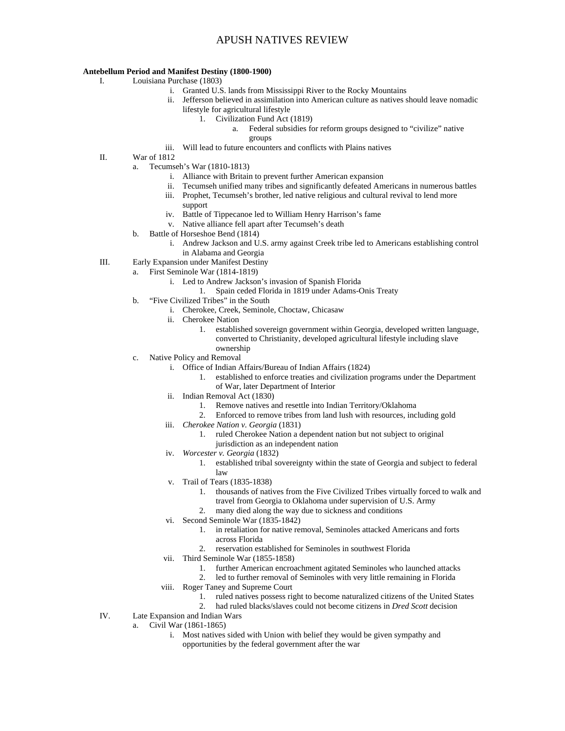# APUSH NATIVES REVIEW

**Antebellum Period and Manifest Destiny (1800-1900)**

- I. Louisiana Purchase (1803)
  - i. Granted U.S. lands from Mississippi River to the Rocky Mountains
  - ii. Jefferson believed in assimilation into American culture as natives should leave nomadic lifestyle for agricultural lifestyle
    - 1. Civilization Fund Act (1819)
      - a. Federal subsidies for reform groups designed to "civilize" native groups
  - iii. Will lead to future encounters and conflicts with Plains natives
- II. War of 1812
  - a. Tecumseh's War (1810-1813)
    - i. Alliance with Britain to prevent further American expansion
    - ii. Tecumseh unified many tribes and significantly defeated Americans in numerous battles
    - iii. Prophet, Tecumseh's brother, led native religious and cultural revival to lend more support
    - iv. Battle of Tippecanoe led to William Henry Harrison's fame
    - v. Native alliance fell apart after Tecumseh's death
  - b. Battle of Horseshoe Bend (1814)
    - i. Andrew Jackson and U.S. army against Creek tribe led to Americans establishing control in Alabama and Georgia
- III. Early Expansion under Manifest Destiny
  - a. First Seminole War (1814-1819)
    - i. Led to Andrew Jackson's invasion of Spanish Florida
      - 1. Spain ceded Florida in 1819 under Adams-Onis Treaty
  - b. "Five Civilized Tribes" in the South
    - i. Cherokee, Creek, Seminole, Choctaw, Chicasaw
    - ii. Cherokee Nation
      - 1. established sovereign government within Georgia, developed written language, converted to Christianity, developed agricultural lifestyle including slave ownership
  - c. Native Policy and Removal
    - i. Office of Indian Affairs/Bureau of Indian Affairs (1824)
      - 1. established to enforce treaties and civilization programs under the Department of War, later Department of Interior
    - ii. Indian Removal Act (1830)
      - 1. Remove natives and resettle into Indian Territory/Oklahoma
      - 2. Enforced to remove tribes from land lush with resources, including gold
    - iii. *Cherokee Nation v. Georgia* (1831)
      - 1. ruled Cherokee Nation a dependent nation but not subject to original jurisdiction as an independent nation
    - iv. *Worcester v. Georgia* (1832)
      - 1. established tribal sovereignty within the state of Georgia and subject to federal law
    - v. Trail of Tears (1835-1838)
      - 1. thousands of natives from the Five Civilized Tribes virtually forced to walk and travel from Georgia to Oklahoma under supervision of U.S. Army
      - 2. many died along the way due to sickness and conditions
    - vi. Second Seminole War (1835-1842)
      - 1. in retaliation for native removal, Seminoles attacked Americans and forts across Florida
      - 2. reservation established for Seminoles in southwest Florida
    - vii. Third Seminole War (1855-1858)
      - 1. further American encroachment agitated Seminoles who launched attacks
      - 2. led to further removal of Seminoles with very little remaining in Florida
    - viii. Roger Taney and Supreme Court
      - 1. ruled natives possess right to become naturalized citizens of the United States
      - 2. had ruled blacks/slaves could not become citizens in *Dred Scott* decision
- IV. Late Expansion and Indian Wars
  - a. Civil War (1861-1865)
    - i. Most natives sided with Union with belief they would be given sympathy and opportunities by the federal government after the war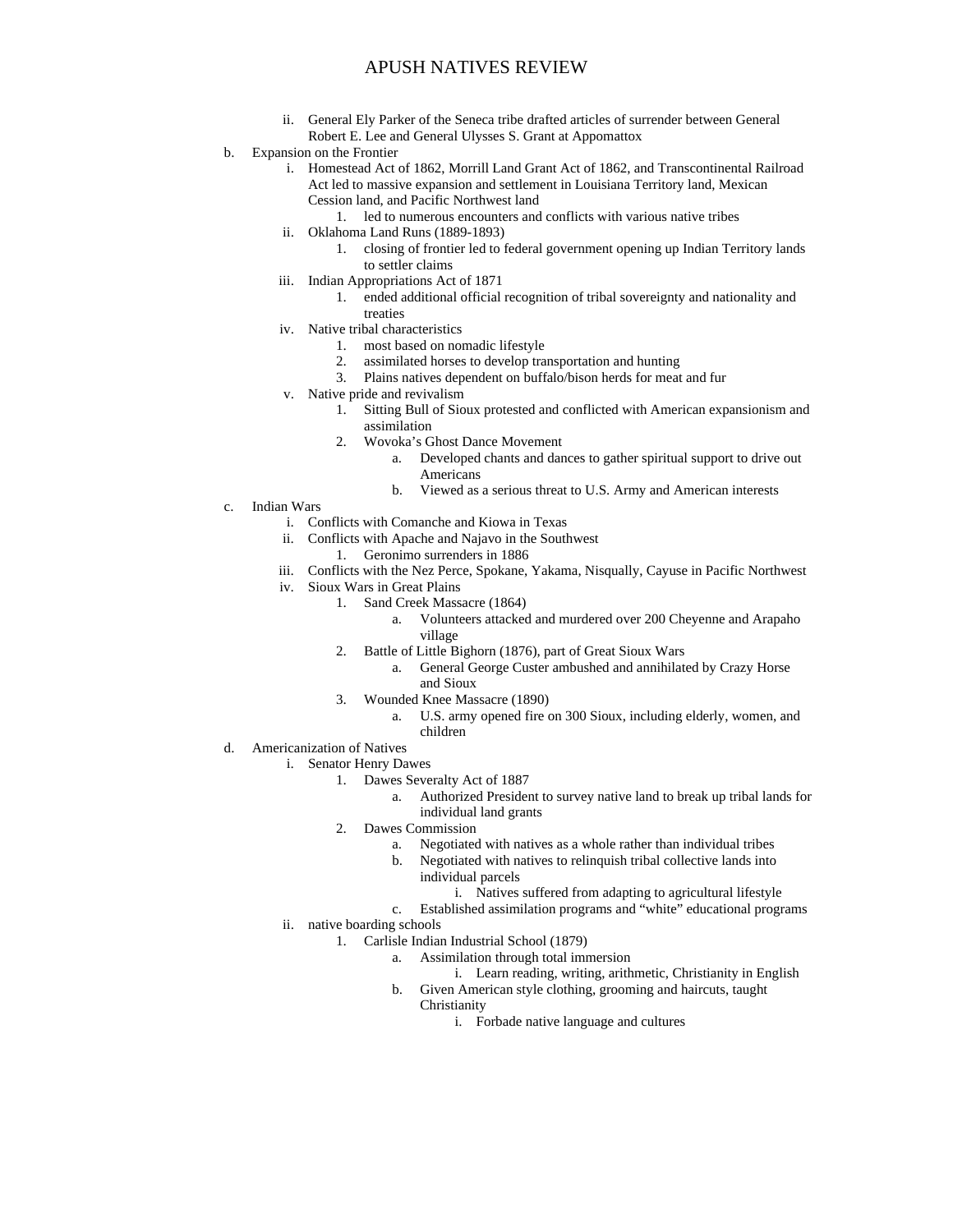# APUSH NATIVES REVIEW

- ii. General Ely Parker of the Seneca tribe drafted articles of surrender between General Robert E. Lee and General Ulysses S. Grant at Appomattox

b. Expansion on the Frontier
   - i. Homestead Act of 1862, Morrill Land Grant Act of 1862, and Transcontinental Railroad Act led to massive expansion and settlement in Louisiana Territory land, Mexican Cession land, and Pacific Northwest land
     1. led to numerous encounters and conflicts with various native tribes
   - ii. Oklahoma Land Runs (1889-1893)
     1. closing of frontier led to federal government opening up Indian Territory lands to settler claims
   - iii. Indian Appropriations Act of 1871
     1. ended additional official recognition of tribal sovereignty and nationality and treaties
   - iv. Native tribal characteristics
     1. most based on nomadic lifestyle
     2. assimilated horses to develop transportation and hunting
     3. Plains natives dependent on buffalo/bison herds for meat and fur
   - v. Native pride and revivalism
     1. Sitting Bull of Sioux protested and conflicted with American expansionism and assimilation
     2. Wovoka's Ghost Dance Movement
        - a. Developed chants and dances to gather spiritual support to drive out Americans
        - b. Viewed as a serious threat to U.S. Army and American interests

c. Indian Wars
   - i. Conflicts with Comanche and Kiowa in Texas
   - ii. Conflicts with Apache and Najavo in the Southwest
     1. Geronimo surrenders in 1886
   - iii. Conflicts with the Nez Perce, Spokane, Yakama, Nisqually, Cayuse in Pacific Northwest
   - iv. Sioux Wars in Great Plains
     1. Sand Creek Massacre (1864)
        - a. Volunteers attacked and murdered over 200 Cheyenne and Arapaho village
     2. Battle of Little Bighorn (1876), part of Great Sioux Wars
        - a. General George Custer ambushed and annihilated by Crazy Horse and Sioux
     3. Wounded Knee Massacre (1890)
        - a. U.S. army opened fire on 300 Sioux, including elderly, women, and children

d. Americanization of Natives
   - i. Senator Henry Dawes
     1. Dawes Severalty Act of 1887
        - a. Authorized President to survey native land to break up tribal lands for individual land grants
     2. Dawes Commission
        - a. Negotiated with natives as a whole rather than individual tribes
        - b. Negotiated with natives to relinquish tribal collective lands into individual parcels
          - i. Natives suffered from adapting to agricultural lifestyle
        - c. Established assimilation programs and "white" educational programs
   - ii. native boarding schools
     1. Carlisle Indian Industrial School (1879)
        - a. Assimilation through total immersion
          - i. Learn reading, writing, arithmetic, Christianity in English
        - b. Given American style clothing, grooming and haircuts, taught Christianity
          - i. Forbade native language and cultures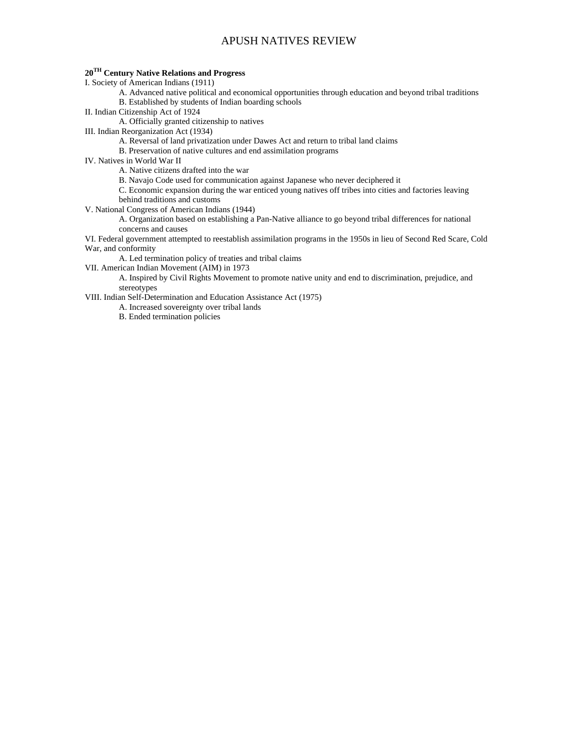# APUSH NATIVES REVIEW

**20TH Century Native Relations and Progress**

I. Society of American Indians (1911)
  - A. Advanced native political and economical opportunities through education and beyond tribal traditions
  - B. Established by students of Indian boarding schools

II. Indian Citizenship Act of 1924
  - A. Officially granted citizenship to natives

III. Indian Reorganization Act (1934)
  - A. Reversal of land privatization under Dawes Act and return to tribal land claims
  - B. Preservation of native cultures and end assimilation programs

IV. Natives in World War II
  - A. Native citizens drafted into the war
  - B. Navajo Code used for communication against Japanese who never deciphered it
  - C. Economic expansion during the war enticed young natives off tribes into cities and factories leaving behind traditions and customs

V. National Congress of American Indians (1944)
  - A. Organization based on establishing a Pan-Native alliance to go beyond tribal differences for national concerns and causes

VI. Federal government attempted to reestablish assimilation programs in the 1950s in lieu of Second Red Scare, Cold War, and conformity
  - A. Led termination policy of treaties and tribal claims

VII. American Indian Movement (AIM) in 1973
  - A. Inspired by Civil Rights Movement to promote native unity and end to discrimination, prejudice, and stereotypes

VIII. Indian Self-Determination and Education Assistance Act (1975)
  - A. Increased sovereignty over tribal lands
  - B. Ended termination policies